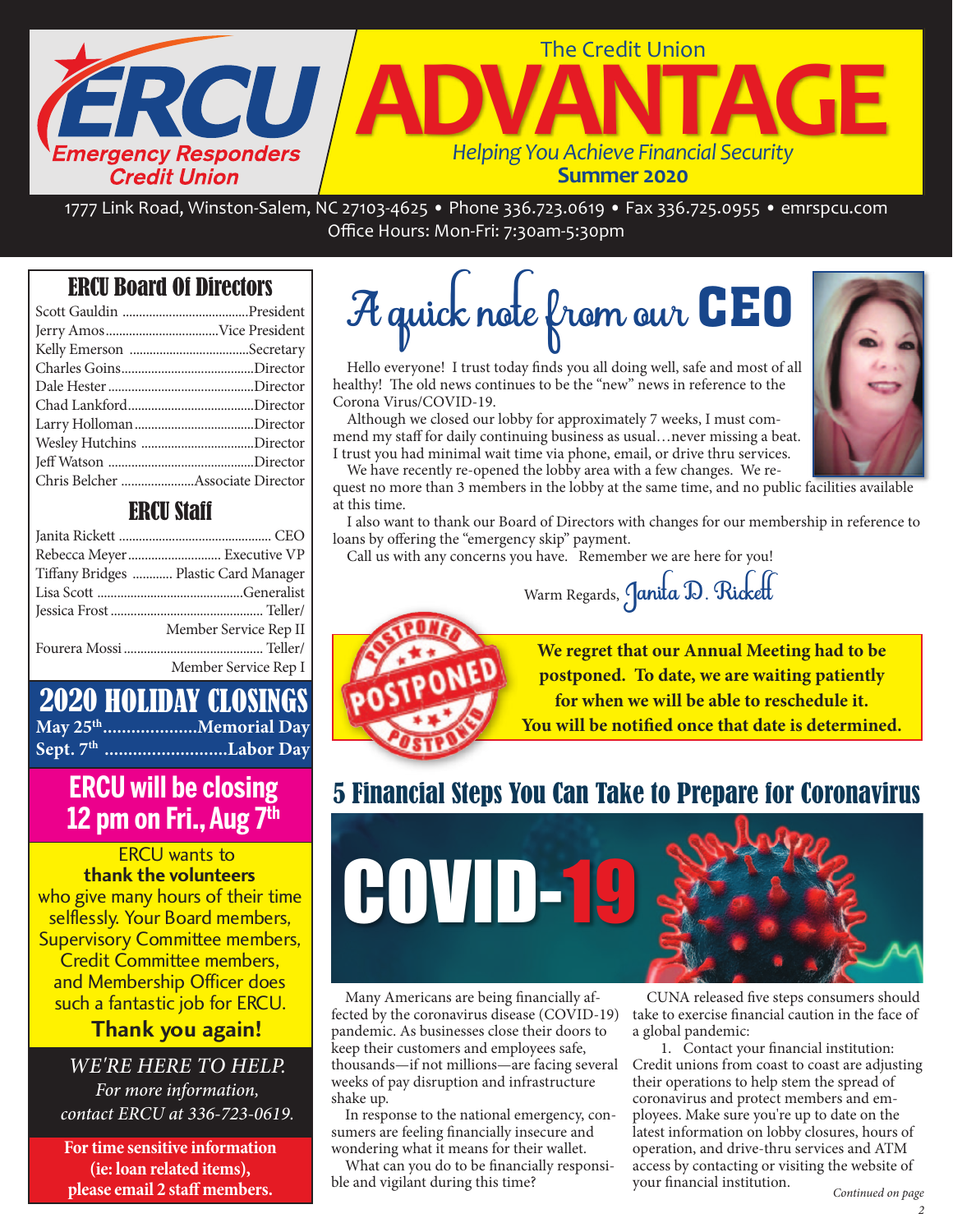# ERCU Emergency Responders Credit Union

# The Credit Union ADVANTAGE

*Helping You Achieve Financial Security*

**Summer 2020**

1777 Link Road, Winston-Salem, NC 27103-4625 • Phone 336.723.0619 • Fax 336.725.0955 • emrspcu.com
Office Hours: Mon-Fri: 7:30am-5:30pm

## ERCU Board Of Directors

| | |
|---|---|
| Scott Gauldin | President |
| Jerry Amos | Vice President |
| Kelly Emerson | Secretary |
| Charles Goins | Director |
| Dale Hester | Director |
| Chad Lankford | Director |
| Larry Holloman | Director |
| Wesley Hutchins | Director |
| Jeff Watson | Director |
| Chris Belcher | Associate Director |

## ERCU Staff

| | |
|---|---|
| Janita Rickett | CEO |
| Rebecca Meyer | Executive VP |
| Tiffany Bridges | Plastic Card Manager |
| Lisa Scott | Generalist |
| Jessica Frost | Teller/ Member Service Rep II |
| Fourera Mossi | Teller/ Member Service Rep I |

## 2020 HOLIDAY CLOSINGS

**May 25th....................Memorial Day**
**Sept. 7th ..........................Labor Day**

## ERCU will be closing 12 pm on Fri., Aug 7th

ERCU wants to **thank the volunteers** who give many hours of their time selflessly. Your Board members, Supervisory Committee members, Credit Committee members, and Membership Officer does such a fantastic job for ERCU. **Thank you again!**

*WE'RE HERE TO HELP. For more information, contact ERCU at 336-723-0619.*

**For time sensitive information (ie: loan related items), please email 2 staff members.**

## A quick note from our CEO

Hello everyone! I trust today finds you all doing well, safe and most of all healthy! The old news continues to be the "new" news in reference to the Corona Virus/COVID-19.

Although we closed our lobby for approximately 7 weeks, I must commend my staff for daily continuing business as usual…never missing a beat. I trust you had minimal wait time via phone, email, or drive thru services.

We have recently re-opened the lobby area with a few changes. We request no more than 3 members in the lobby at the same time, and no public facilities available at this time.

I also want to thank our Board of Directors with changes for our membership in reference to loans by offering the "emergency skip" payment.

Call us with any concerns you have. Remember we are here for you!

Warm Regards, Janita D. Rickett

**We regret that our Annual Meeting had to be postponed. To date, we are waiting patiently for when we will be able to reschedule it. You will be notified once that date is determined.**

## 5 Financial Steps You Can Take to Prepare for Coronavirus

Many Americans are being financially affected by the coronavirus disease (COVID-19) pandemic. As businesses close their doors to keep their customers and employees safe, thousands—if not millions—are facing several weeks of pay disruption and infrastructure shake up.

In response to the national emergency, consumers are feeling financially insecure and wondering what it means for their wallet.

What can you do to be financially responsible and vigilant during this time?

CUNA released five steps consumers should take to exercise financial caution in the face of a global pandemic:

1. Contact your financial institution: Credit unions from coast to coast are adjusting their operations to help stem the spread of coronavirus and protect members and employees. Make sure you're up to date on the latest information on lobby closures, hours of operation, and drive-thru services and ATM access by contacting or visiting the website of your financial institution.

*Continued on page 2*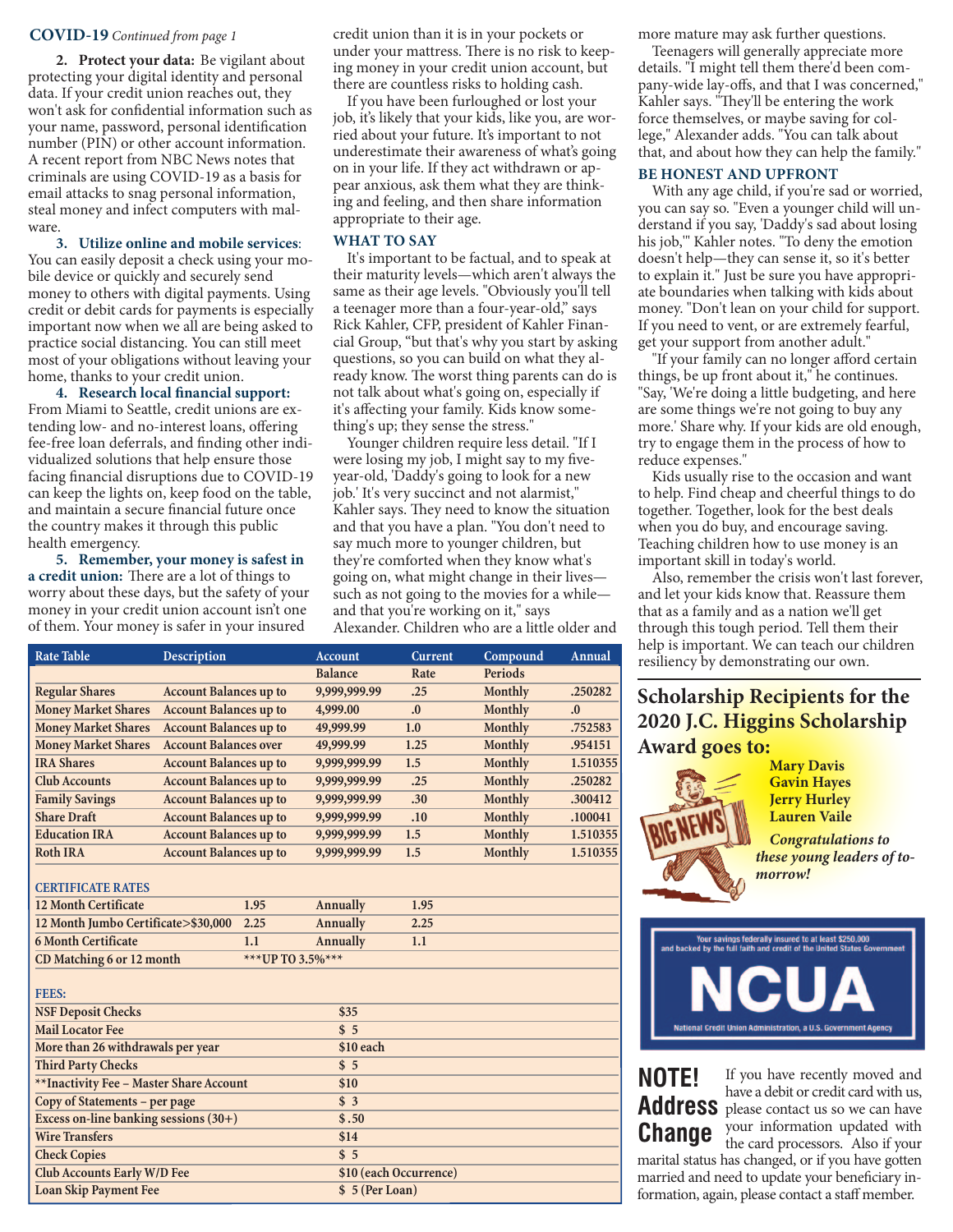**COVID-19** *Continued from page 1*

**2. Protect your data:** Be vigilant about protecting your digital identity and personal data. If your credit union reaches out, they won't ask for confidential information such as your name, password, personal identification number (PIN) or other account information. A recent report from NBC News notes that criminals are using COVID-19 as a basis for email attacks to snag personal information, steal money and infect computers with malware.

**3. Utilize online and mobile services**: You can easily deposit a check using your mobile device or quickly and securely send money to others with digital payments. Using credit or debit cards for payments is especially important now when we all are being asked to practice social distancing. You can still meet most of your obligations without leaving your home, thanks to your credit union.

**4. Research local financial support:** From Miami to Seattle, credit unions are extending low- and no-interest loans, offering fee-free loan deferrals, and finding other individualized solutions that help ensure those facing financial disruptions due to COVID-19 can keep the lights on, keep food on the table, and maintain a secure financial future once the country makes it through this public health emergency.

**5. Remember, your money is safest in a credit union:** There are a lot of things to worry about these days, but the safety of your money in your credit union account isn't one of them. Your money is safer in your insured credit union than it is in your pockets or under your mattress. There is no risk to keeping money in your credit union account, but there are countless risks to holding cash.

If you have been furloughed or lost your job, it's likely that your kids, like you, are worried about your future. It's important to not underestimate their awareness of what's going on in your life. If they act withdrawn or appear anxious, ask them what they are thinking and feeling, and then share information appropriate to their age.

### WHAT TO SAY

It's important to be factual, and to speak at their maturity levels—which aren't always the same as their age levels. "Obviously you'll tell a teenager more than a four-year-old," says Rick Kahler, CFP, president of Kahler Financial Group, "but that's why you start by asking questions, so you can build on what they already know. The worst thing parents can do is not talk about what's going on, especially if it's affecting your family. Kids know something's up; they sense the stress."

Younger children require less detail. "If I were losing my job, I might say to my five-year-old, 'Daddy's going to look for a new job.' It's very succinct and not alarmist," Kahler says. They need to know the situation and that you have a plan. "You don't need to say much more to younger children, but they're comforted when they know what's going on, what might change in their lives—such as not going to the movies for a while—and that you're working on it," says Alexander. Children who are a little older and more mature may ask further questions.

Teenagers will generally appreciate more details. "I might tell them there'd been company-wide lay-offs, and that I was concerned," Kahler says. "They'll be entering the work force themselves, or maybe saving for college," Alexander adds. "You can talk about that, and about how they can help the family."

### BE HONEST AND UPFRONT

With any age child, if you're sad or worried, you can say so. "Even a younger child will understand if you say, 'Daddy's sad about losing his job,'" Kahler notes. "To deny the emotion doesn't help—they can sense it, so it's better to explain it." Just be sure you have appropriate boundaries when talking with kids about money. "Don't lean on your child for support. If you need to vent, or are extremely fearful, get your support from another adult."

"If your family can no longer afford certain things, be up front about it," he continues. "Say, 'We're doing a little budgeting, and here are some things we're not going to buy any more.' Share why. If your kids are old enough, try to engage them in the process of how to reduce expenses."

Kids usually rise to the occasion and want to help. Find cheap and cheerful things to do together. Together, look for the best deals when you do buy, and encourage saving. Teaching children how to use money is an important skill in today's world.

Also, remember the crisis won't last forever, and let your kids know that. Reassure them that as a family and as a nation we'll get through this tough period. Tell them their help is important. We can teach our children resiliency by demonstrating our own.

| Rate Table | Description | Account Balance | Current Rate | Compound Periods | Annual |
|---|---|---|---|---|---|
| Regular Shares | Account Balances up to | 9,999,999.99 | .25 | Monthly | .250282 |
| Money Market Shares | Account Balances up to | 4,999.00 | .0 | Monthly | .0 |
| Money Market Shares | Account Balances up to | 49,999.99 | 1.0 | Monthly | .752583 |
| Money Market Shares | Account Balances over | 49,999.99 | 1.25 | Monthly | .954151 |
| IRA Shares | Account Balances up to | 9,999,999.99 | 1.5 | Monthly | 1.510355 |
| Club Accounts | Account Balances up to | 9,999,999.99 | .25 | Monthly | .250282 |
| Family Savings | Account Balances up to | 9,999,999.99 | .30 | Monthly | .300412 |
| Share Draft | Account Balances up to | 9,999,999.99 | .10 | Monthly | .100041 |
| Education IRA | Account Balances up to | 9,999,999.99 | 1.5 | Monthly | 1.510355 |
| Roth IRA | Account Balances up to | 9,999,999.99 | 1.5 | Monthly | 1.510355 |

**CERTIFICATE RATES**

| | | | |
|---|---|---|---|
| 12 Month Certificate | 1.95 | Annually | 1.95 |
| 12 Month Jumbo Certificate>$30,000 | 2.25 | Annually | 2.25 |
| 6 Month Certificate | 1.1 | Annually | 1.1 |
| CD Matching 6 or 12 month | ***UP TO 3.5%*** | | |

**FEES:**

| | |
|---|---|
| NSF Deposit Checks | $35 |
| Mail Locator Fee | $ 5 |
| More than 26 withdrawals per year | $10 each |
| Third Party Checks | $ 5 |
| **Inactivity Fee – Master Share Account | $10 |
| Copy of Statements – per page | $ 3 |
| Excess on-line banking sessions (30+) | $ .50 |
| Wire Transfers | $14 |
| Check Copies | $ 5 |
| Club Accounts Early W/D Fee | $10 (each Occurrence) |
| Loan Skip Payment Fee | $ 5 (Per Loan) |

## Scholarship Recipients for the 2020 J.C. Higgins Scholarship Award goes to:

**Mary Davis**
**Gavin Hayes**
**Jerry Hurley**
**Lauren Vaile**

***Congratulations to these young leaders of tomorrow!***

Your savings federally insured to at least $250,000 and backed by the full faith and credit of the United States Government

NCUA

National Credit Union Administration, a U.S. Government Agency

**NOTE! Address Change**

If you have recently moved and have a debit or credit card with us, please contact us so we can have your information updated with the card processors. Also if your marital status has changed, or if you have gotten married and need to update your beneficiary information, again, please contact a staff member.